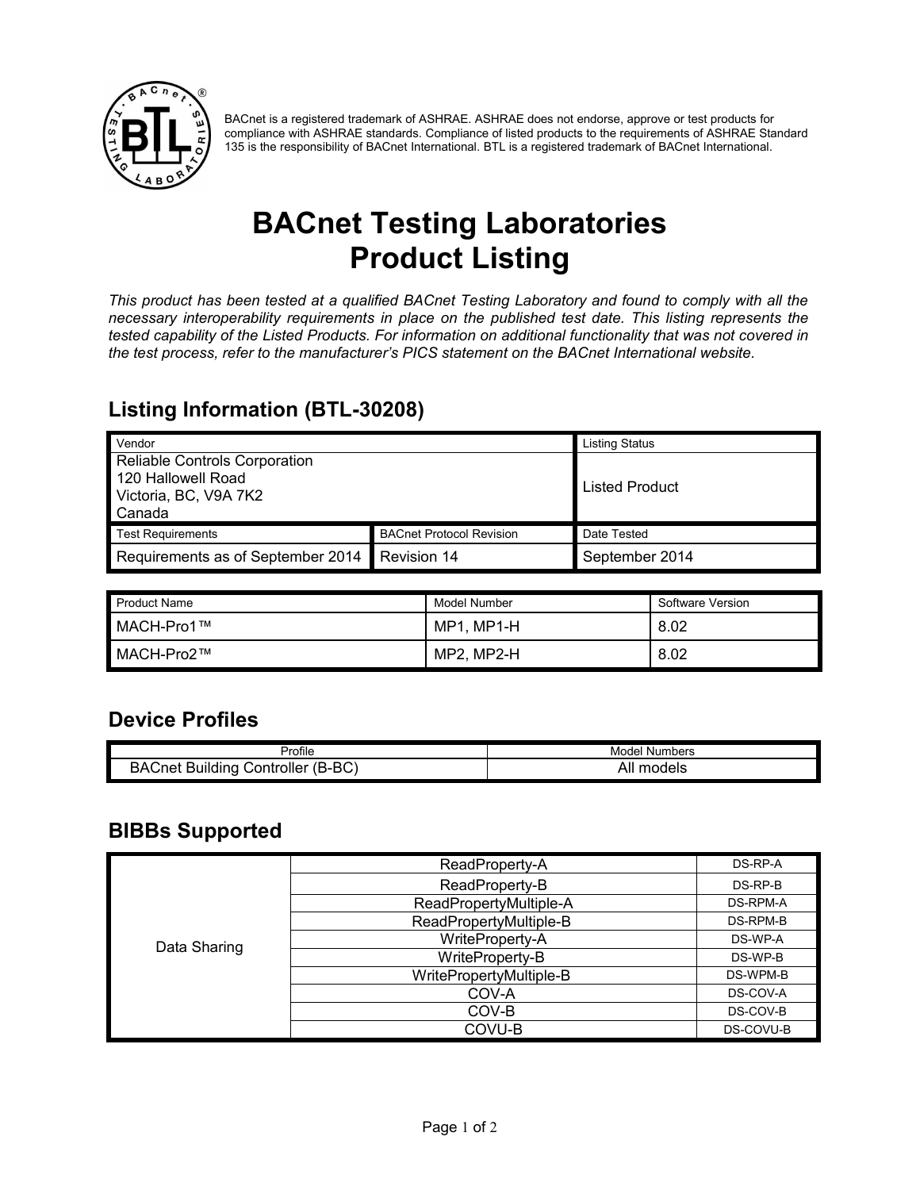BACnet is a registered trademark of ASHRAE. ASHRAE does not endorse, approve or test products for compliance with ASHRAE standards. Compliance of listed products to the requirements of ASHRAE Standard 135 is the responsibility of BACnet International. BTL is a registered trademark of BACnet International.

# BACnet Testing Laboratories Product Listing

*This product has been tested at a qualified BACnet Testing Laboratory and found to comply with all the necessary interoperability requirements in place on the published test date. This listing represents the tested capability of the Listed Products. For information on additional functionality that was not covered in the test process, refer to the manufacturer's PICS statement on the BACnet International website.*

## Listing Information (BTL-30208)

| Vendor | | Listing Status |
|---|---|---|
| Reliable Controls Corporation<br>120 Hallowell Road<br>Victoria, BC, V9A 7K2<br>Canada | | Listed Product |
| **Test Requirements** | **BACnet Protocol Revision** | **Date Tested** |
| Requirements as of September 2014 | Revision 14 | September 2014 |

| Product Name | Model Number | Software Version |
|---|---|---|
| MACH-Pro1™ | MP1, MP1-H | 8.02 |
| MACH-Pro2™ | MP2, MP2-H | 8.02 |

## Device Profiles

| Profile | Model Numbers |
|---|---|
| BACnet Building Controller (B-BC) | All models |

## BIBBs Supported

| | | |
|---|---|---|
| Data Sharing | ReadProperty-A | DS-RP-A |
| | ReadProperty-B | DS-RP-B |
| | ReadPropertyMultiple-A | DS-RPM-A |
| | ReadPropertyMultiple-B | DS-RPM-B |
| | WriteProperty-A | DS-WP-A |
| | WriteProperty-B | DS-WP-B |
| | WritePropertyMultiple-B | DS-WPM-B |
| | COV-A | DS-COV-A |
| | COV-B | DS-COV-B |
| | COVU-B | DS-COVU-B |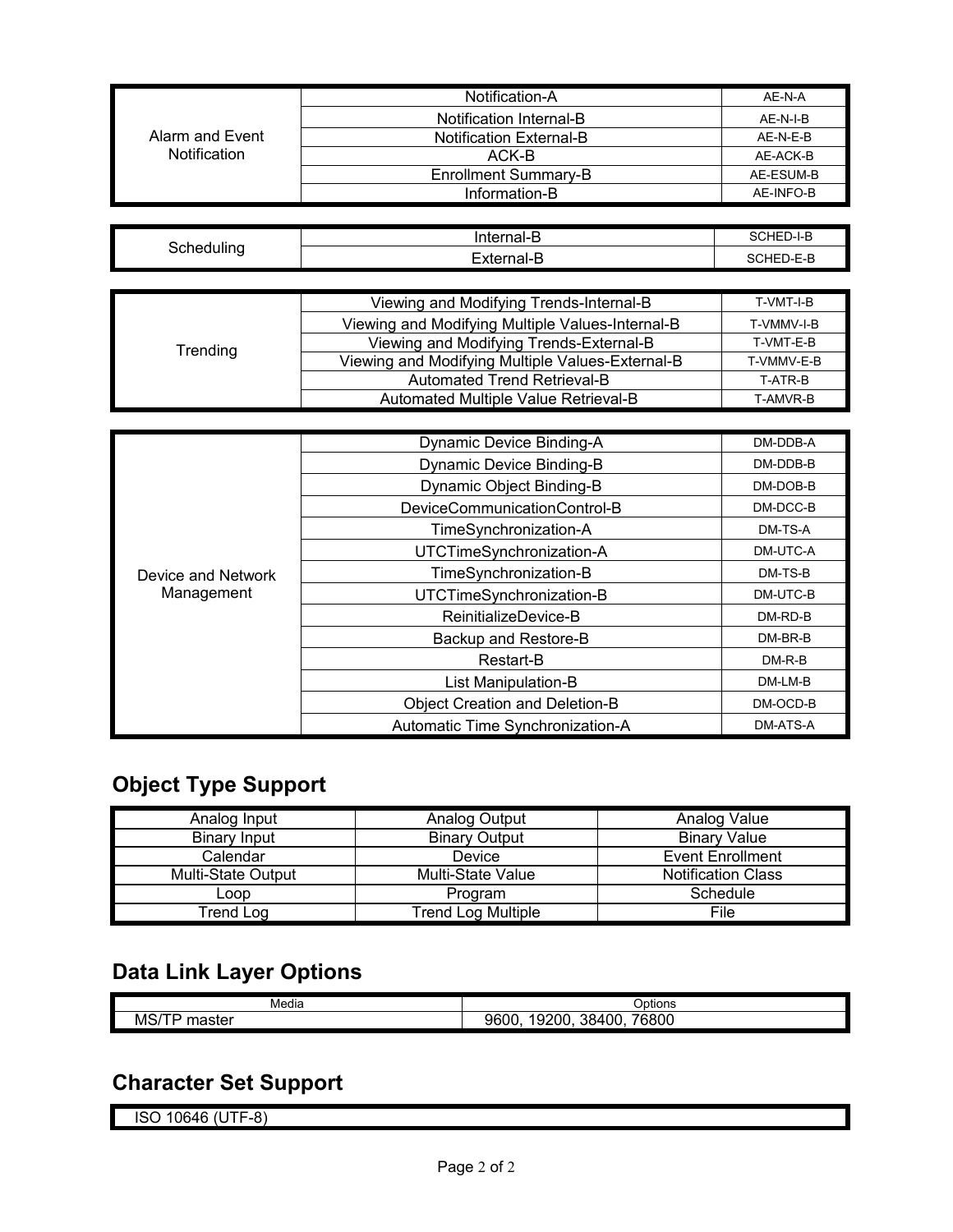| | | |
|---|---|---|
| Alarm and Event Notification | Notification-A | AE-N-A |
| | Notification Internal-B | AE-N-I-B |
| | Notification External-B | AE-N-E-B |
| | ACK-B | AE-ACK-B |
| | Enrollment Summary-B | AE-ESUM-B |
| | Information-B | AE-INFO-B |

| | | |
|---|---|---|
| Scheduling | Internal-B | SCHED-I-B |
| | External-B | SCHED-E-B |

| | | |
|---|---|---|
| Trending | Viewing and Modifying Trends-Internal-B | T-VMT-I-B |
| | Viewing and Modifying Multiple Values-Internal-B | T-VMMV-I-B |
| | Viewing and Modifying Trends-External-B | T-VMT-E-B |
| | Viewing and Modifying Multiple Values-External-B | T-VMMV-E-B |
| | Automated Trend Retrieval-B | T-ATR-B |
| | Automated Multiple Value Retrieval-B | T-AMVR-B |

| | | |
|---|---|---|
| Device and Network Management | Dynamic Device Binding-A | DM-DDB-A |
| | Dynamic Device Binding-B | DM-DDB-B |
| | Dynamic Object Binding-B | DM-DOB-B |
| | DeviceCommunicationControl-B | DM-DCC-B |
| | TimeSynchronization-A | DM-TS-A |
| | UTCTimeSynchronization-A | DM-UTC-A |
| | TimeSynchronization-B | DM-TS-B |
| | UTCTimeSynchronization-B | DM-UTC-B |
| | ReinitializeDevice-B | DM-RD-B |
| | Backup and Restore-B | DM-BR-B |
| | Restart-B | DM-R-B |
| | List Manipulation-B | DM-LM-B |
| | Object Creation and Deletion-B | DM-OCD-B |
| | Automatic Time Synchronization-A | DM-ATS-A |

## Object Type Support

| | | |
|---|---|---|
| Analog Input | Analog Output | Analog Value |
| Binary Input | Binary Output | Binary Value |
| Calendar | Device | Event Enrollment |
| Multi-State Output | Multi-State Value | Notification Class |
| Loop | Program | Schedule |
| Trend Log | Trend Log Multiple | File |

## Data Link Layer Options

| Media | Options |
|---|---|
| MS/TP master | 9600, 19200, 38400, 76800 |

## Character Set Support

| |
|---|
| ISO 10646 (UTF-8) |